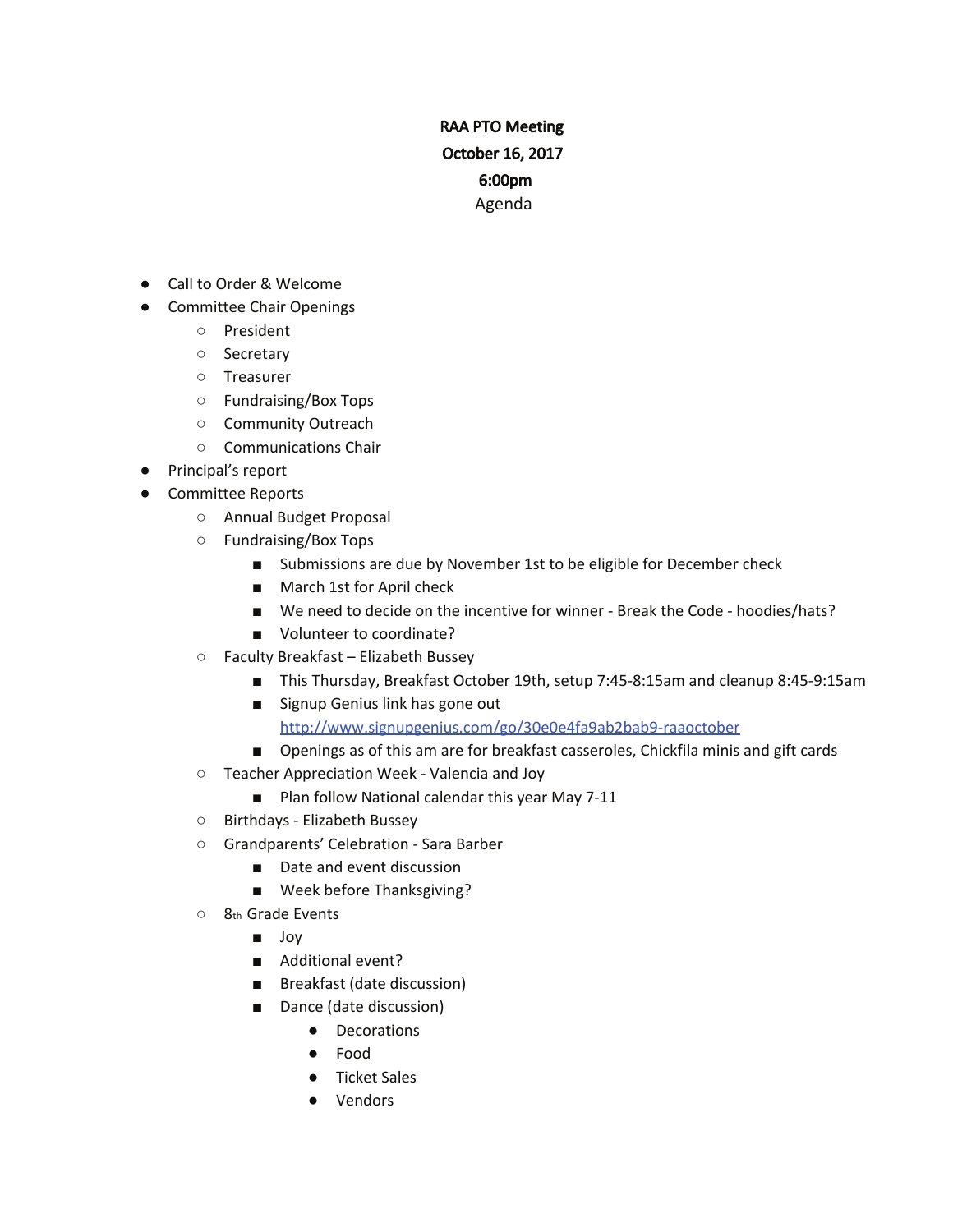**RAA PTO Meeting**

**October 16, 2017**

**6:00pm**

Agenda

- Call to Order & Welcome
- Committee Chair Openings
  - President
  - Secretary
  - Treasurer
  - Fundraising/Box Tops
  - Community Outreach
  - Communications Chair
- Principal's report
- Committee Reports
  - Annual Budget Proposal
  - Fundraising/Box Tops
    - Submissions are due by November 1st to be eligible for December check
    - March 1st for April check
    - We need to decide on the incentive for winner - Break the Code - hoodies/hats?
    - Volunteer to coordinate?
  - Faculty Breakfast – Elizabeth Bussey
    - This Thursday, Breakfast October 19th, setup 7:45-8:15am and cleanup 8:45-9:15am
    - Signup Genius link has gone out [http://www.signupgenius.com/go/30e0e4fa9ab2bab9-raaoctober](http://www.signupgenius.com/go/30e0e4fa9ab2bab9-raaoctober)
    - Openings as of this am are for breakfast casseroles, Chickfila minis and gift cards
  - Teacher Appreciation Week - Valencia and Joy
    - Plan follow National calendar this year May 7-11
  - Birthdays - Elizabeth Bussey
  - Grandparents' Celebration - Sara Barber
    - Date and event discussion
    - Week before Thanksgiving?
  - 8th Grade Events
    - Joy
    - Additional event?
    - Breakfast (date discussion)
    - Dance (date discussion)
      - Decorations
      - Food
      - Ticket Sales
      - Vendors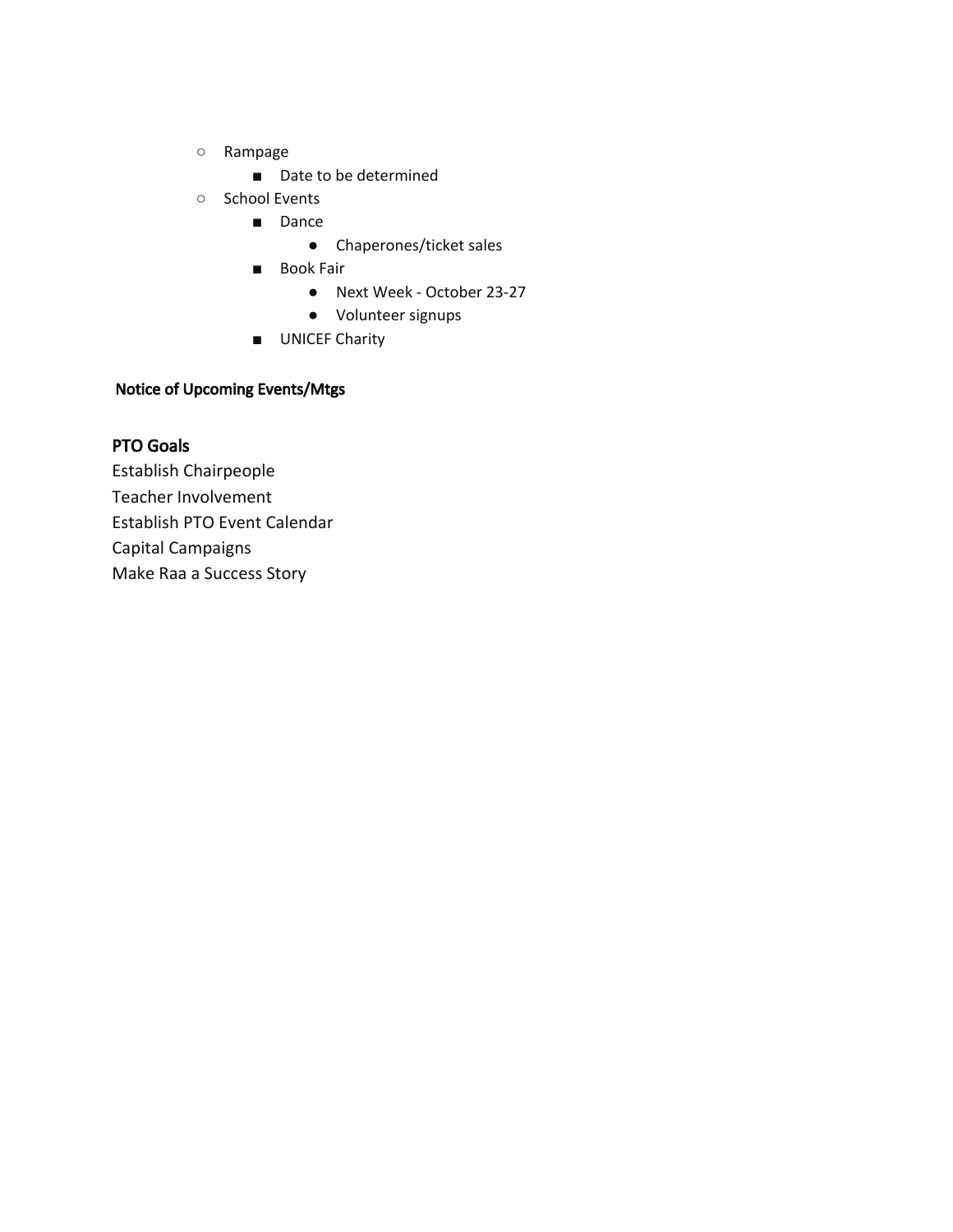- Rampage
  - Date to be determined
- School Events
  - Dance
    - Chaperones/ticket sales
  - Book Fair
    - Next Week - October 23-27
    - Volunteer signups
  - UNICEF Charity

**Notice of Upcoming Events/Mtgs**

## PTO Goals

Establish Chairpeople
Teacher Involvement
Establish PTO Event Calendar
Capital Campaigns
Make Raa a Success Story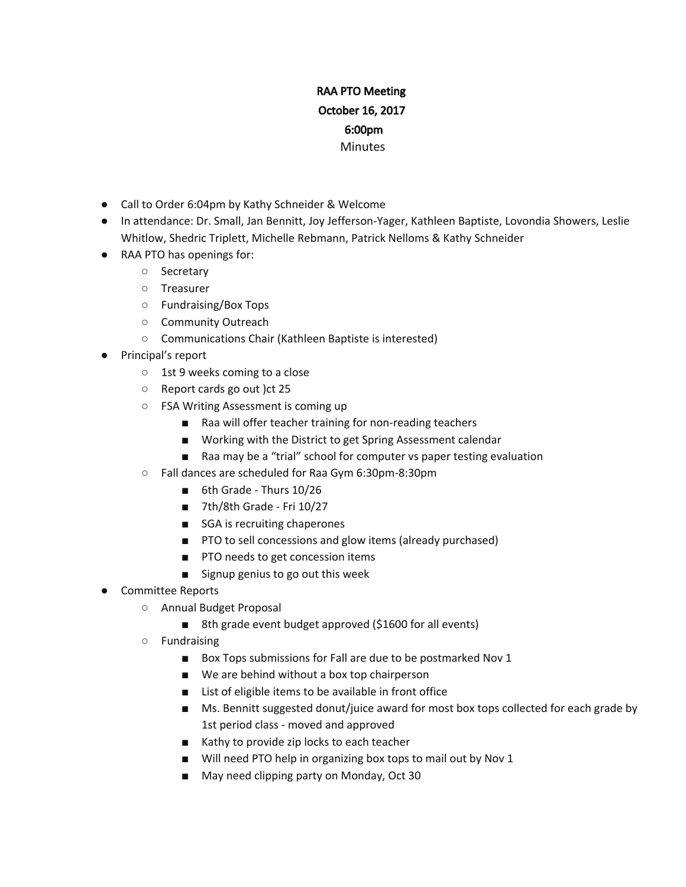**RAA PTO Meeting**
**October 16, 2017**
**6:00pm**
Minutes

- Call to Order 6:04pm by Kathy Schneider & Welcome
- In attendance: Dr. Small, Jan Bennitt, Joy Jefferson-Yager, Kathleen Baptiste, Lovondia Showers, Leslie Whitlow, Shedric Triplett, Michelle Rebmann, Patrick Nelloms & Kathy Schneider
- RAA PTO has openings for:
  - Secretary
  - Treasurer
  - Fundraising/Box Tops
  - Community Outreach
  - Communications Chair (Kathleen Baptiste is interested)
- Principal's report
  - 1st 9 weeks coming to a close
  - Report cards go out )ct 25
  - FSA Writing Assessment is coming up
    - Raa will offer teacher training for non-reading teachers
    - Working with the District to get Spring Assessment calendar
    - Raa may be a "trial" school for computer vs paper testing evaluation
  - Fall dances are scheduled for Raa Gym 6:30pm-8:30pm
    - 6th Grade - Thurs 10/26
    - 7th/8th Grade - Fri 10/27
    - SGA is recruiting chaperones
    - PTO to sell concessions and glow items (already purchased)
    - PTO needs to get concession items
    - Signup genius to go out this week
- Committee Reports
  - Annual Budget Proposal
    - 8th grade event budget approved ($1600 for all events)
  - Fundraising
    - Box Tops submissions for Fall are due to be postmarked Nov 1
    - We are behind without a box top chairperson
    - List of eligible items to be available in front office
    - Ms. Bennitt suggested donut/juice award for most box tops collected for each grade by 1st period class - moved and approved
    - Kathy to provide zip locks to each teacher
    - Will need PTO help in organizing box tops to mail out by Nov 1
    - May need clipping party on Monday, Oct 30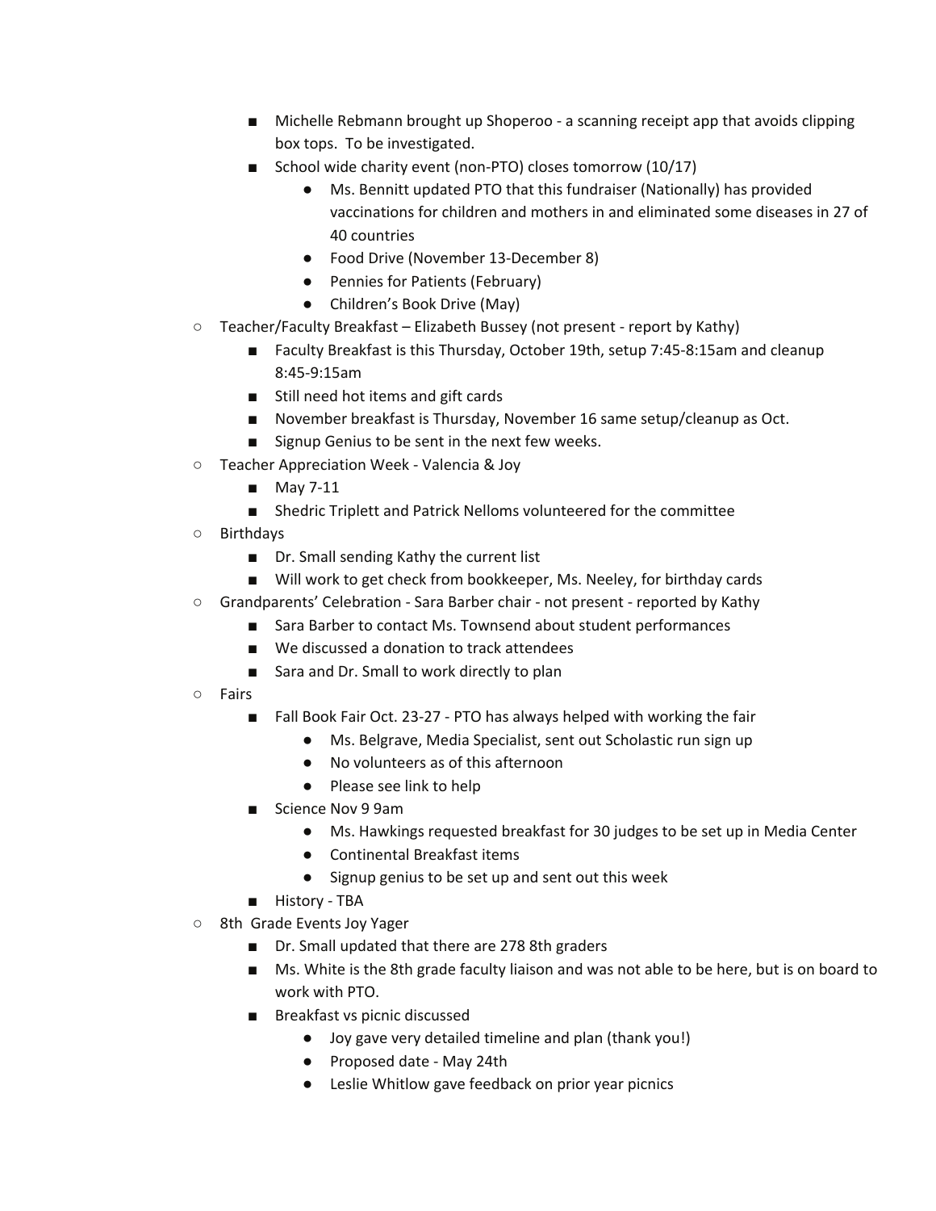- Michelle Rebmann brought up Shoperoo - a scanning receipt app that avoids clipping box tops. To be investigated.
        - School wide charity event (non-PTO) closes tomorrow (10/17)
            - Ms. Bennitt updated PTO that this fundraiser (Nationally) has provided vaccinations for children and mothers in and eliminated some diseases in 27 of 40 countries
            - Food Drive (November 13-December 8)
            - Pennies for Patients (February)
            - Children's Book Drive (May)
    - Teacher/Faculty Breakfast – Elizabeth Bussey (not present - report by Kathy)
        - Faculty Breakfast is this Thursday, October 19th, setup 7:45-8:15am and cleanup 8:45-9:15am
        - Still need hot items and gift cards
        - November breakfast is Thursday, November 16 same setup/cleanup as Oct.
        - Signup Genius to be sent in the next few weeks.
    - Teacher Appreciation Week - Valencia & Joy
        - May 7-11
        - Shedric Triplett and Patrick Nelloms volunteered for the committee
    - Birthdays
        - Dr. Small sending Kathy the current list
        - Will work to get check from bookkeeper, Ms. Neeley, for birthday cards
    - Grandparents' Celebration - Sara Barber chair - not present - reported by Kathy
        - Sara Barber to contact Ms. Townsend about student performances
        - We discussed a donation to track attendees
        - Sara and Dr. Small to work directly to plan
    - Fairs
        - Fall Book Fair Oct. 23-27 - PTO has always helped with working the fair
            - Ms. Belgrave, Media Specialist, sent out Scholastic run sign up
            - No volunteers as of this afternoon
            - Please see link to help
        - Science Nov 9 9am
            - Ms. Hawkings requested breakfast for 30 judges to be set up in Media Center
            - Continental Breakfast items
            - Signup genius to be set up and sent out this week
        - History - TBA
    - 8th Grade Events Joy Yager
        - Dr. Small updated that there are 278 8th graders
        - Ms. White is the 8th grade faculty liaison and was not able to be here, but is on board to work with PTO.
        - Breakfast vs picnic discussed
            - Joy gave very detailed timeline and plan (thank you!)
            - Proposed date - May 24th
            - Leslie Whitlow gave feedback on prior year picnics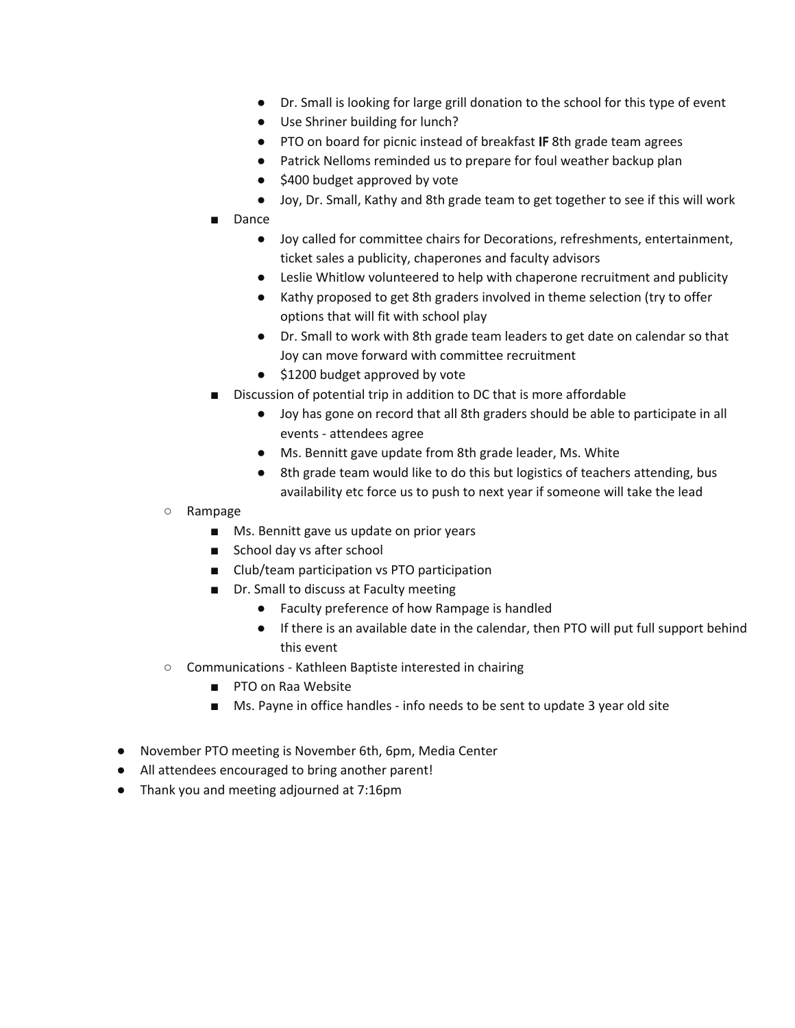- Dr. Small is looking for large grill donation to the school for this type of event
            - Use Shriner building for lunch?
            - PTO on board for picnic instead of breakfast **IF** 8th grade team agrees
            - Patrick Nelloms reminded us to prepare for foul weather backup plan
            - $400 budget approved by vote
            - Joy, Dr. Small, Kathy and 8th grade team to get together to see if this will work
        - Dance
            - Joy called for committee chairs for Decorations, refreshments, entertainment, ticket sales a publicity, chaperones and faculty advisors
            - Leslie Whitlow volunteered to help with chaperone recruitment and publicity
            - Kathy proposed to get 8th graders involved in theme selection (try to offer options that will fit with school play
            - Dr. Small to work with 8th grade team leaders to get date on calendar so that Joy can move forward with committee recruitment
            - $1200 budget approved by vote
        - Discussion of potential trip in addition to DC that is more affordable
            - Joy has gone on record that all 8th graders should be able to participate in all events - attendees agree
            - Ms. Bennitt gave update from 8th grade leader, Ms. White
            - 8th grade team would like to do this but logistics of teachers attending, bus availability etc force us to push to next year if someone will take the lead
    - Rampage
        - Ms. Bennitt gave us update on prior years
        - School day vs after school
        - Club/team participation vs PTO participation
        - Dr. Small to discuss at Faculty meeting
            - Faculty preference of how Rampage is handled
            - If there is an available date in the calendar, then PTO will put full support behind this event
    - Communications - Kathleen Baptiste interested in chairing
        - PTO on Raa Website
        - Ms. Payne in office handles - info needs to be sent to update 3 year old site

- November PTO meeting is November 6th, 6pm, Media Center
- All attendees encouraged to bring another parent!
- Thank you and meeting adjourned at 7:16pm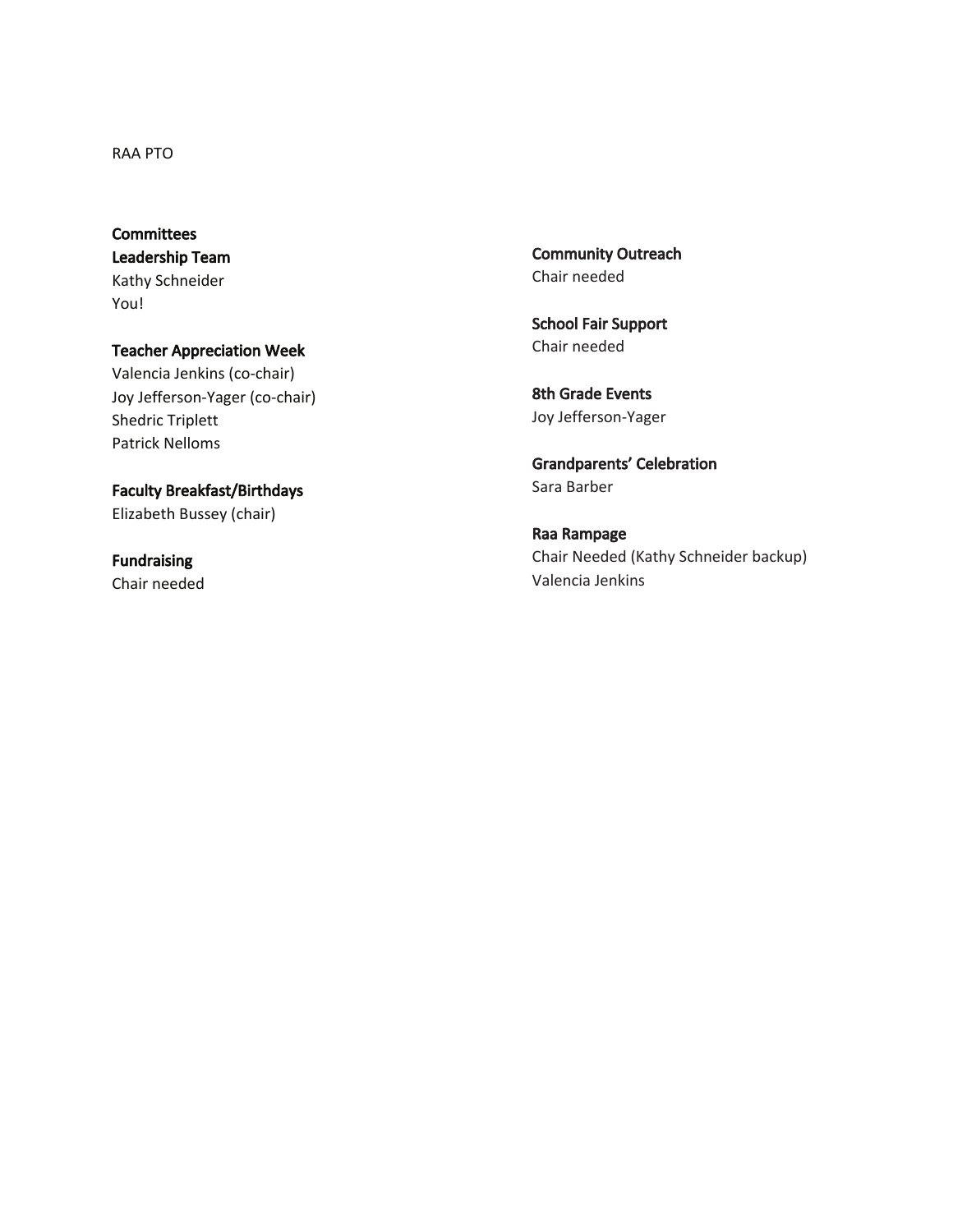RAA PTO

**Committees**

**Leadership Team**
Kathy Schneider
You!

**Teacher Appreciation Week**
Valencia Jenkins (co-chair)
Joy Jefferson-Yager (co-chair)
Shedric Triplett
Patrick Nelloms

**Faculty Breakfast/Birthdays**
Elizabeth Bussey (chair)

**Fundraising**
Chair needed

**Community Outreach**
Chair needed

**School Fair Support**
Chair needed

**8th Grade Events**
Joy Jefferson-Yager

**Grandparents' Celebration**
Sara Barber

**Raa Rampage**
Chair Needed (Kathy Schneider backup)
Valencia Jenkins